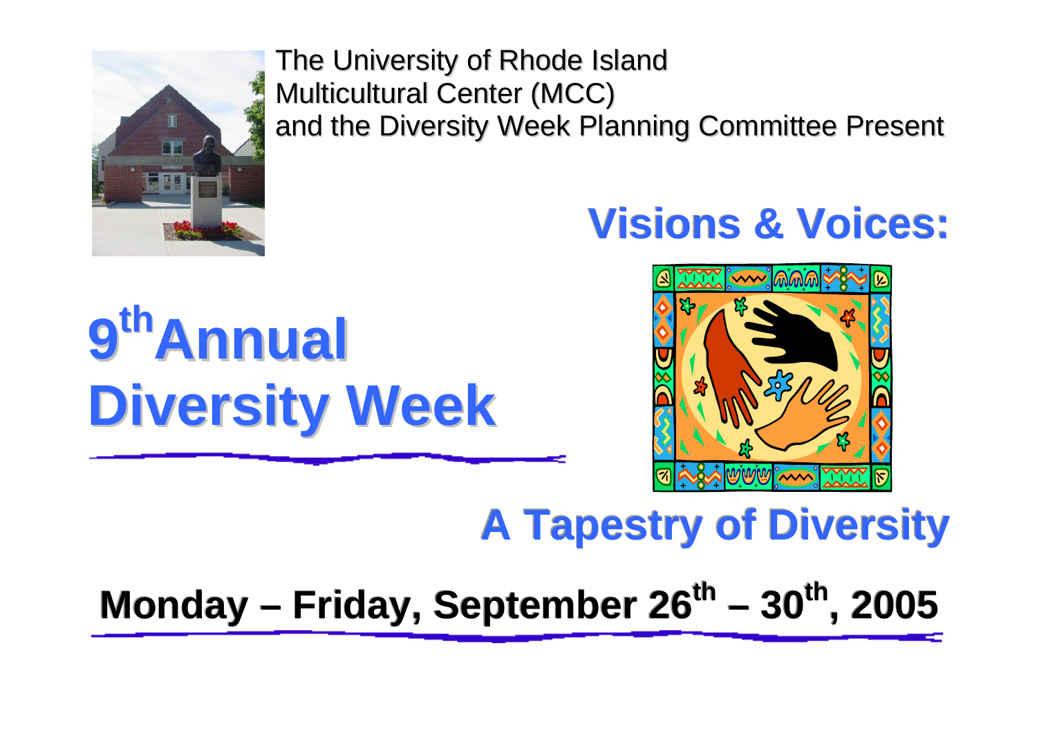The University of Rhode Island
Multicultural Center (MCC)
and the Diversity Week Planning Committee Present

## Visions & Voices:

# 9th Annual Diversity Week

## A Tapestry of Diversity

**Monday – Friday, September 26th – 30th, 2005**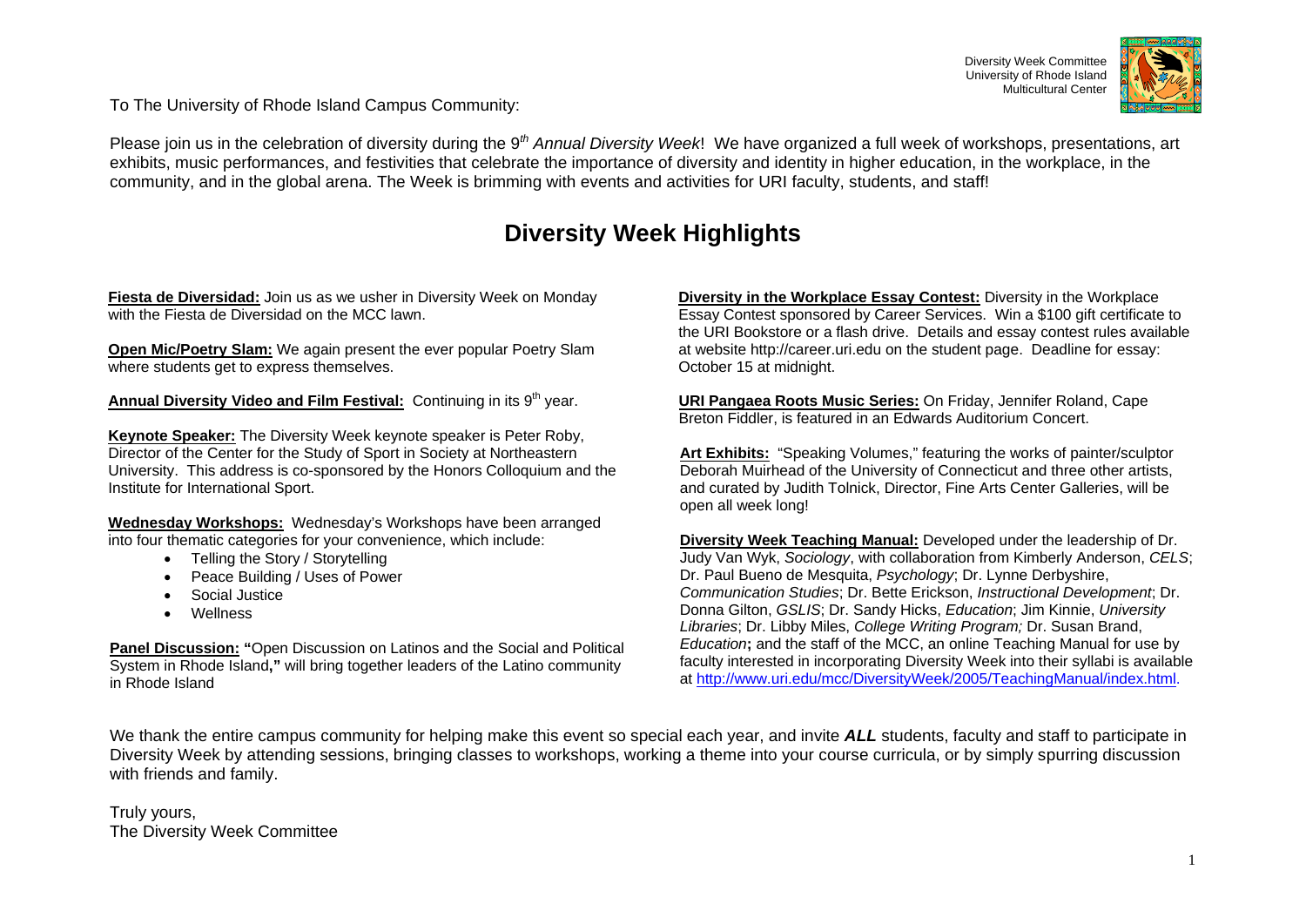Diversity Week Committee
University of Rhode Island
Multicultural Center

To The University of Rhode Island Campus Community:

Please join us in the celebration of diversity during the 9th *Annual Diversity Week*! We have organized a full week of workshops, presentations, art exhibits, music performances, and festivities that celebrate the importance of diversity and identity in higher education, in the workplace, in the community, and in the global arena. The Week is brimming with events and activities for URI faculty, students, and staff!

# Diversity Week Highlights

**Fiesta de Diversidad:** Join us as we usher in Diversity Week on Monday with the Fiesta de Diversidad on the MCC lawn.

**Open Mic/Poetry Slam:** We again present the ever popular Poetry Slam where students get to express themselves.

**Annual Diversity Video and Film Festival:** Continuing in its 9th year.

**Keynote Speaker:** The Diversity Week keynote speaker is Peter Roby, Director of the Center for the Study of Sport in Society at Northeastern University. This address is co-sponsored by the Honors Colloquium and the Institute for International Sport.

**Wednesday Workshops:** Wednesday's Workshops have been arranged into four thematic categories for your convenience, which include:

- Telling the Story / Storytelling
- Peace Building / Uses of Power
- Social Justice
- Wellness

**Panel Discussion:** **"**Open Discussion on Latinos and the Social and Political System in Rhode Island**,"** will bring together leaders of the Latino community in Rhode Island

**Diversity in the Workplace Essay Contest:** Diversity in the Workplace Essay Contest sponsored by Career Services. Win a $100 gift certificate to the URI Bookstore or a flash drive. Details and essay contest rules available at website http://career.uri.edu on the student page. Deadline for essay: October 15 at midnight.

**URI Pangaea Roots Music Series:** On Friday, Jennifer Roland, Cape Breton Fiddler, is featured in an Edwards Auditorium Concert.

**Art Exhibits:** "Speaking Volumes," featuring the works of painter/sculptor Deborah Muirhead of the University of Connecticut and three other artists, and curated by Judith Tolnick, Director, Fine Arts Center Galleries, will be open all week long!

**Diversity Week Teaching Manual:** Developed under the leadership of Dr. Judy Van Wyk, *Sociology*, with collaboration from Kimberly Anderson, *CELS*; Dr. Paul Bueno de Mesquita, *Psychology*; Dr. Lynne Derbyshire, *Communication Studies*; Dr. Bette Erickson, *Instructional Development*; Dr. Donna Gilton, *GSLIS*; Dr. Sandy Hicks, *Education*; Jim Kinnie, *University Libraries*; Dr. Libby Miles, *College Writing Program;* Dr. Susan Brand, *Education***;** and the staff of the MCC, an online Teaching Manual for use by faculty interested in incorporating Diversity Week into their syllabi is available at http://www.uri.edu/mcc/DiversityWeek/2005/TeachingManual/index.html.

We thank the entire campus community for helping make this event so special each year, and invite ***ALL*** students, faculty and staff to participate in Diversity Week by attending sessions, bringing classes to workshops, working a theme into your course curricula, or by simply spurring discussion with friends and family.

Truly yours,
The Diversity Week Committee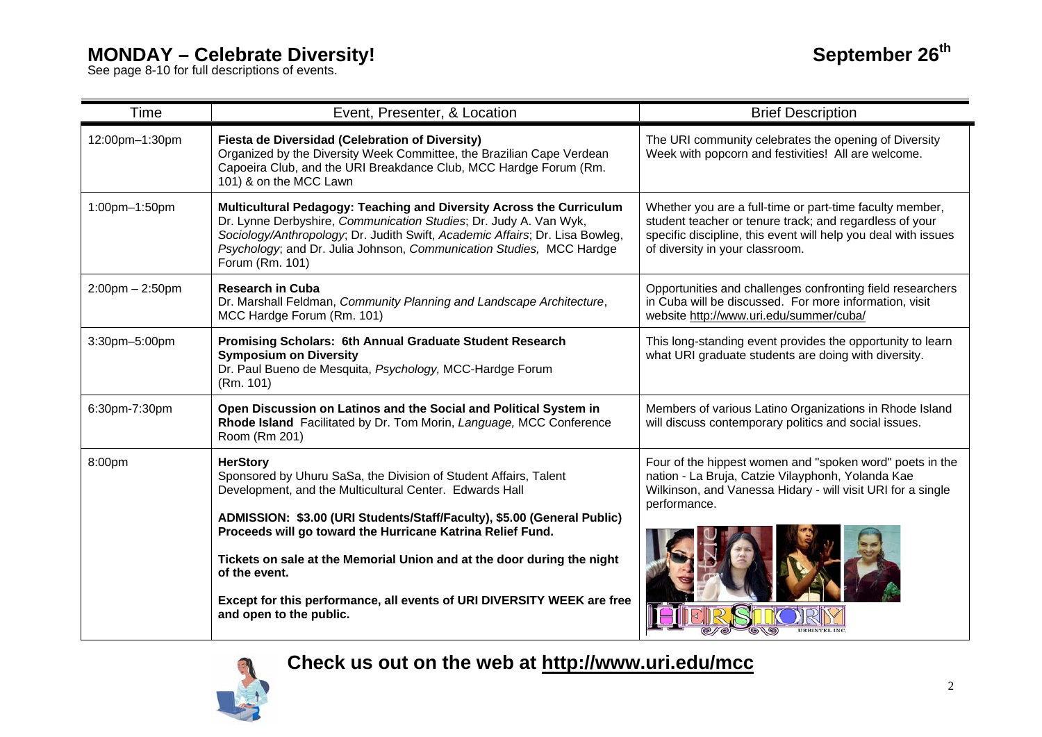# MONDAY – Celebrate Diversity!

September 26th

See page 8-10 for full descriptions of events.

| Time | Event, Presenter, & Location | Brief Description |
|---|---|---|
| 12:00pm–1:30pm | **Fiesta de Diversidad (Celebration of Diversity)** Organized by the Diversity Week Committee, the Brazilian Cape Verdean Capoeira Club, and the URI Breakdance Club, MCC Hardge Forum (Rm. 101) & on the MCC Lawn | The URI community celebrates the opening of Diversity Week with popcorn and festivities! All are welcome. |
| 1:00pm–1:50pm | **Multicultural Pedagogy: Teaching and Diversity Across the Curriculum** Dr. Lynne Derbyshire, *Communication Studies*; Dr. Judy A. Van Wyk, *Sociology/Anthropology*; Dr. Judith Swift, *Academic Affairs*; Dr. Lisa Bowleg, *Psychology*; and Dr. Julia Johnson, *Communication Studies,* MCC Hardge Forum (Rm. 101) | Whether you are a full-time or part-time faculty member, student teacher or tenure track; and regardless of your specific discipline, this event will help you deal with issues of diversity in your classroom. |
| 2:00pm – 2:50pm | **Research in Cuba** Dr. Marshall Feldman, *Community Planning and Landscape Architecture*, MCC Hardge Forum (Rm. 101) | Opportunities and challenges confronting field researchers in Cuba will be discussed. For more information, visit website http://www.uri.edu/summer/cuba/ |
| 3:30pm–5:00pm | **Promising Scholars: 6th Annual Graduate Student Research Symposium on Diversity** Dr. Paul Bueno de Mesquita, *Psychology,* MCC-Hardge Forum (Rm. 101) | This long-standing event provides the opportunity to learn what URI graduate students are doing with diversity. |
| 6:30pm-7:30pm | **Open Discussion on Latinos and the Social and Political System in Rhode Island** Facilitated by Dr. Tom Morin, *Language,* MCC Conference Room (Rm 201) | Members of various Latino Organizations in Rhode Island will discuss contemporary politics and social issues. |
| 8:00pm | **HerStory** Sponsored by Uhuru SaSa, the Division of Student Affairs, Talent Development, and the Multicultural Center. Edwards Hall<br><br>**ADMISSION: $3.00 (URI Students/Staff/Faculty), $5.00 (General Public) Proceeds will go toward the Hurricane Katrina Relief Fund.**<br><br>**Tickets on sale at the Memorial Union and at the door during the night of the event.**<br><br>**Except for this performance, all events of URI DIVERSITY WEEK are free and open to the public.** | Four of the hippest women and "spoken word" poets in the nation - La Bruja, Catzie Vilayphonh, Yolanda Kae Wilkinson, and Vanessa Hidary - will visit URI for a single performance. |

**Check us out on the web at http://www.uri.edu/mcc**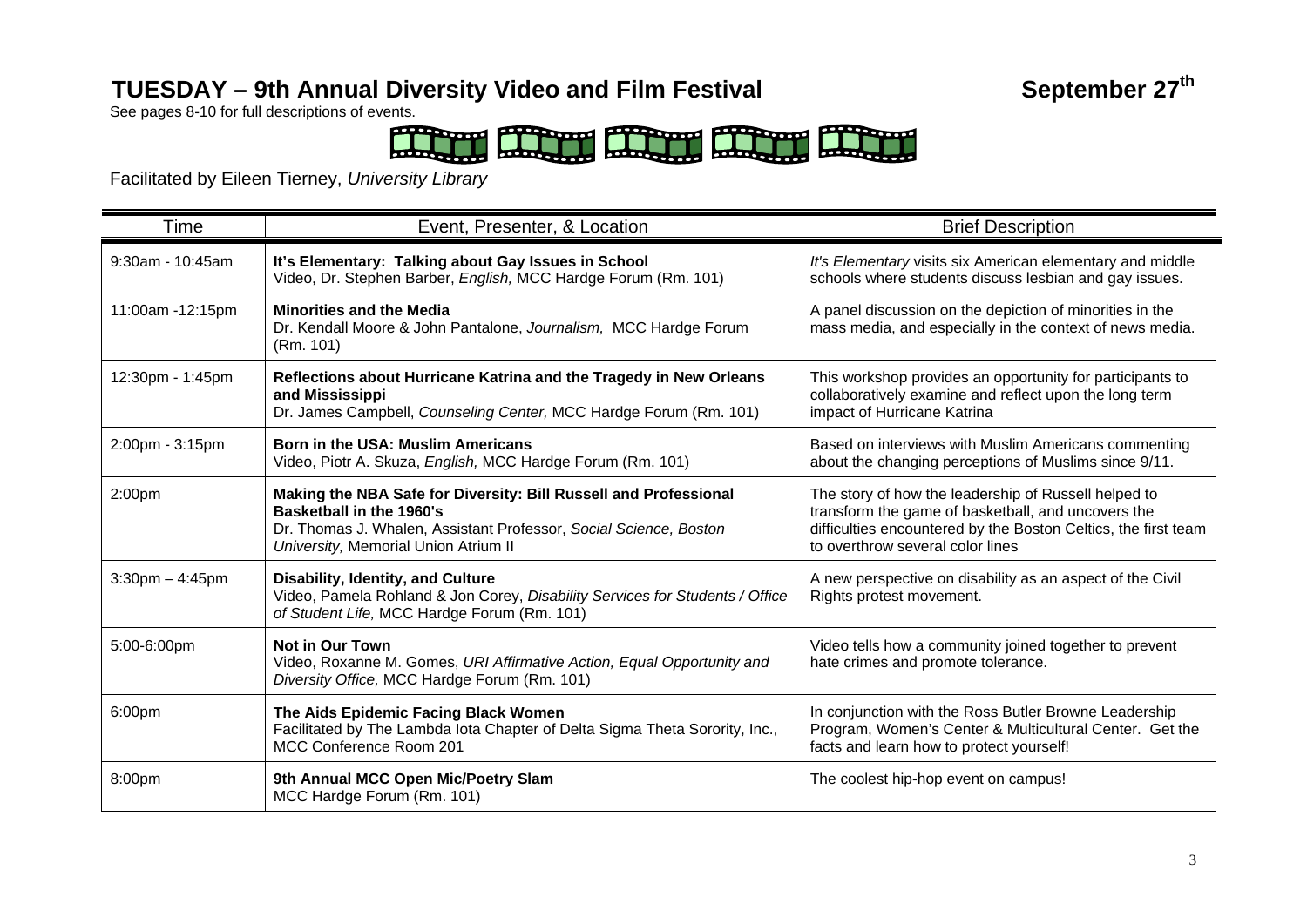# TUESDAY – 9th Annual Diversity Video and Film Festival

**September 27th**

See pages 8-10 for full descriptions of events.

Facilitated by Eileen Tierney, *University Library*

| Time | Event, Presenter, & Location | Brief Description |
|---|---|---|
| 9:30am - 10:45am | **It's Elementary: Talking about Gay Issues in School**<br>Video, Dr. Stephen Barber, *English,* MCC Hardge Forum (Rm. 101) | *It's Elementary* visits six American elementary and middle schools where students discuss lesbian and gay issues. |
| 11:00am -12:15pm | **Minorities and the Media**<br>Dr. Kendall Moore & John Pantalone, *Journalism,* MCC Hardge Forum (Rm. 101) | A panel discussion on the depiction of minorities in the mass media, and especially in the context of news media. |
| 12:30pm - 1:45pm | **Reflections about Hurricane Katrina and the Tragedy in New Orleans and Mississippi**<br>Dr. James Campbell, *Counseling Center,* MCC Hardge Forum (Rm. 101) | This workshop provides an opportunity for participants to collaboratively examine and reflect upon the long term impact of Hurricane Katrina |
| 2:00pm - 3:15pm | **Born in the USA: Muslim Americans**<br>Video, Piotr A. Skuza, *English,* MCC Hardge Forum (Rm. 101) | Based on interviews with Muslim Americans commenting about the changing perceptions of Muslims since 9/11. |
| 2:00pm | **Making the NBA Safe for Diversity: Bill Russell and Professional Basketball in the 1960's**<br>Dr. Thomas J. Whalen, Assistant Professor, *Social Science, Boston University,* Memorial Union Atrium II | The story of how the leadership of Russell helped to transform the game of basketball, and uncovers the difficulties encountered by the Boston Celtics, the first team to overthrow several color lines |
| 3:30pm – 4:45pm | **Disability, Identity, and Culture**<br>Video, Pamela Rohland & Jon Corey, *Disability Services for Students / Office of Student Life,* MCC Hardge Forum (Rm. 101) | A new perspective on disability as an aspect of the Civil Rights protest movement. |
| 5:00-6:00pm | **Not in Our Town**<br>Video, Roxanne M. Gomes, *URI Affirmative Action, Equal Opportunity and Diversity Office,* MCC Hardge Forum (Rm. 101) | Video tells how a community joined together to prevent hate crimes and promote tolerance. |
| 6:00pm | **The Aids Epidemic Facing Black Women**<br>Facilitated by The Lambda Iota Chapter of Delta Sigma Theta Sorority, Inc., MCC Conference Room 201 | In conjunction with the Ross Butler Browne Leadership Program, Women's Center & Multicultural Center. Get the facts and learn how to protect yourself! |
| 8:00pm | **9th Annual MCC Open Mic/Poetry Slam**<br>MCC Hardge Forum (Rm. 101) | The coolest hip-hop event on campus! |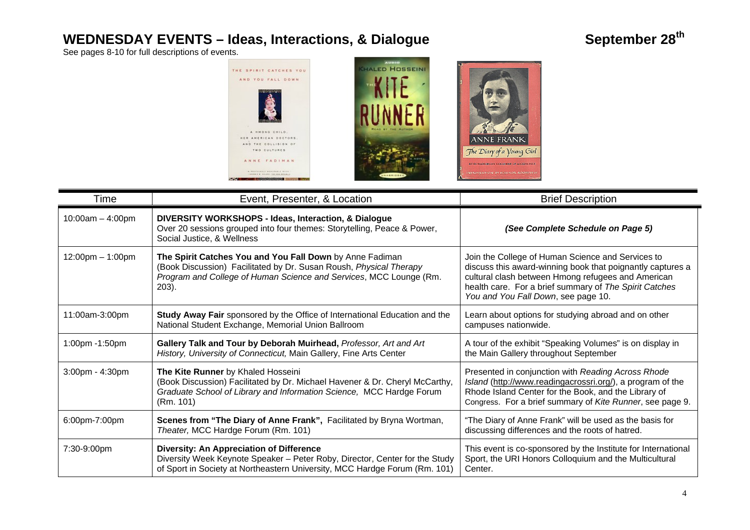# WEDNESDAY EVENTS – Ideas, Interactions, & Dialogue

**September 28th**

See pages 8-10 for full descriptions of events.

| Time | Event, Presenter, & Location | Brief Description |
|---|---|---|
| 10:00am – 4:00pm | **DIVERSITY WORKSHOPS - Ideas, Interaction, & Dialogue** Over 20 sessions grouped into four themes: Storytelling, Peace & Power, Social Justice, & Wellness | ***(See Complete Schedule on Page 5)*** |
| 12:00pm – 1:00pm | **The Spirit Catches You and You Fall Down** by Anne Fadiman (Book Discussion) Facilitated by Dr. Susan Roush, *Physical Therapy Program and College of Human Science and Services*, MCC Lounge (Rm. 203). | Join the College of Human Science and Services to discuss this award-winning book that poignantly captures a cultural clash between Hmong refugees and American health care. For a brief summary of *The Spirit Catches You and You Fall Down*, see page 10. |
| 11:00am-3:00pm | **Study Away Fair** sponsored by the Office of International Education and the National Student Exchange, Memorial Union Ballroom | Learn about options for studying abroad and on other campuses nationwide. |
| 1:00pm -1:50pm | **Gallery Talk and Tour by Deborah Muirhead,** *Professor, Art and Art History, University of Connecticut,* Main Gallery, Fine Arts Center | A tour of the exhibit "Speaking Volumes" is on display in the Main Gallery throughout September |
| 3:00pm - 4:30pm | **The Kite Runner** by Khaled Hosseini (Book Discussion) Facilitated by Dr. Michael Havener & Dr. Cheryl McCarthy, *Graduate School of Library and Information Science,* MCC Hardge Forum (Rm. 101) | Presented in conjunction with *Reading Across Rhode Island* (http://www.readingacrossri.org/), a program of the Rhode Island Center for the Book, and the Library of Congress. For a brief summary of *Kite Runner*, see page 9. |
| 6:00pm-7:00pm | **Scenes from "The Diary of Anne Frank",** Facilitated by Bryna Wortman, *Theater,* MCC Hardge Forum (Rm. 101) | "The Diary of Anne Frank" will be used as the basis for discussing differences and the roots of hatred. |
| 7:30-9:00pm | **Diversity: An Appreciation of Difference** Diversity Week Keynote Speaker – Peter Roby, Director, Center for the Study of Sport in Society at Northeastern University, MCC Hardge Forum (Rm. 101) | This event is co-sponsored by the Institute for International Sport, the URI Honors Colloquium and the Multicultural Center. |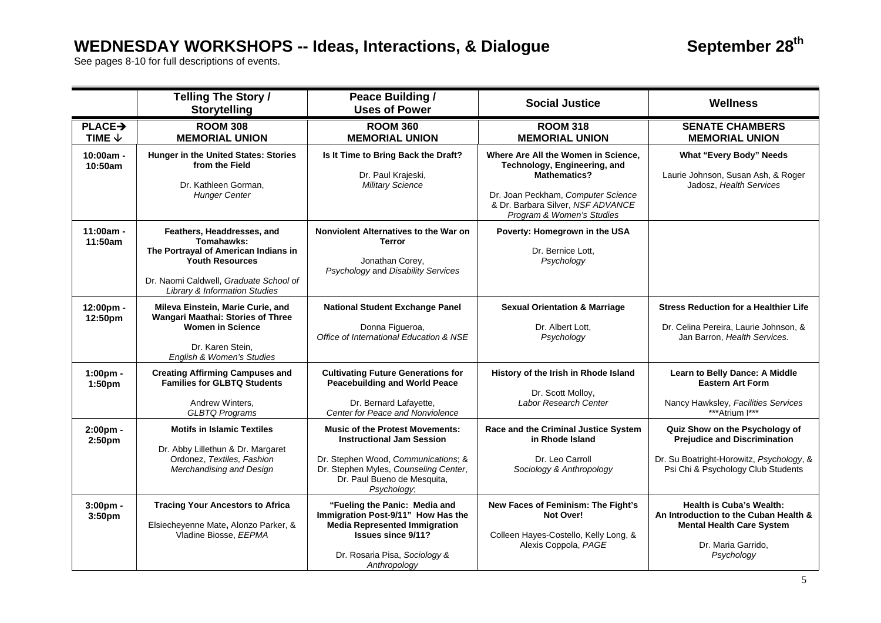# WEDNESDAY WORKSHOPS -- Ideas, Interactions, & Dialogue

**September 28th**

See pages 8-10 for full descriptions of events.

| | **Telling The Story / Storytelling** | **Peace Building / Uses of Power** | **Social Justice** | **Wellness** |
|---|---|---|---|---|
| **PLACE→ TIME ↓** | **ROOM 308 MEMORIAL UNION** | **ROOM 360 MEMORIAL UNION** | **ROOM 318 MEMORIAL UNION** | **SENATE CHAMBERS MEMORIAL UNION** |
| **10:00am - 10:50am** | **Hunger in the United States: Stories from the Field**<br>Dr. Kathleen Gorman, *Hunger Center* | **Is It Time to Bring Back the Draft?**<br>Dr. Paul Krajeski, *Military Science* | **Where Are All the Women in Science, Technology, Engineering, and Mathematics?**<br>Dr. Joan Peckham, *Computer Science* & Dr. Barbara Silver, *NSF ADVANCE Program & Women's Studies* | **What "Every Body" Needs**<br>Laurie Johnson, Susan Ash, & Roger Jadosz, *Health Services* |
| **11:00am - 11:50am** | **Feathers, Headdresses, and Tomahawks: The Portrayal of American Indians in Youth Resources**<br>Dr. Naomi Caldwell, *Graduate School of Library & Information Studies* | **Nonviolent Alternatives to the War on Terror**<br>Jonathan Corey, *Psychology* and *Disability Services* | **Poverty: Homegrown in the USA**<br>Dr. Bernice Lott, *Psychology* | |
| **12:00pm - 12:50pm** | **Mileva Einstein, Marie Curie, and Wangari Maathai: Stories of Three Women in Science**<br>Dr. Karen Stein, *English & Women's Studies* | **National Student Exchange Panel**<br>Donna Figueroa, *Office of International Education & NSE* | **Sexual Orientation & Marriage**<br>Dr. Albert Lott, *Psychology* | **Stress Reduction for a Healthier Life**<br>Dr. Celina Pereira, Laurie Johnson, & Jan Barron, *Health Services.* |
| **1:00pm - 1:50pm** | **Creating Affirming Campuses and Families for GLBTQ Students**<br>Andrew Winters, *GLBTQ Programs* | **Cultivating Future Generations for Peacebuilding and World Peace**<br>Dr. Bernard Lafayette, *Center for Peace and Nonviolence* | **History of the Irish in Rhode Island**<br>Dr. Scott Molloy, *Labor Research Center* | **Learn to Belly Dance: A Middle Eastern Art Form**<br>Nancy Hawksley, *Facilities Services* ***Atrium I*** |
| **2:00pm - 2:50pm** | **Motifs in Islamic Textiles**<br>Dr. Abby Lillethun & Dr. Margaret Ordonez, *Textiles, Fashion Merchandising and Design* | **Music of the Protest Movements: Instructional Jam Session**<br>Dr. Stephen Wood, *Communications*; & Dr. Stephen Myles, *Counseling Center*, Dr. Paul Bueno de Mesquita, *Psychology*; | **Race and the Criminal Justice System in Rhode Island**<br>Dr. Leo Carroll *Sociology & Anthropology* | **Quiz Show on the Psychology of Prejudice and Discrimination**<br>Dr. Su Boatright-Horowitz, *Psychology*, & Psi Chi & Psychology Club Students |
| **3:00pm - 3:50pm** | **Tracing Your Ancestors to Africa**<br>Elsiecheyenne Mate, Alonzo Parker, & Vladine Biosse, *EEPMA* | **"Fueling the Panic: Media and Immigration Post-9/11" How Has the Media Represented Immigration Issues since 9/11?**<br>Dr. Rosaria Pisa, *Sociology & Anthropology* | **New Faces of Feminism: The Fight's Not Over!**<br>Colleen Hayes-Costello, Kelly Long, & Alexis Coppola, *PAGE* | **Health is Cuba's Wealth: An Introduction to the Cuban Health & Mental Health Care System**<br>Dr. Maria Garrido, *Psychology* |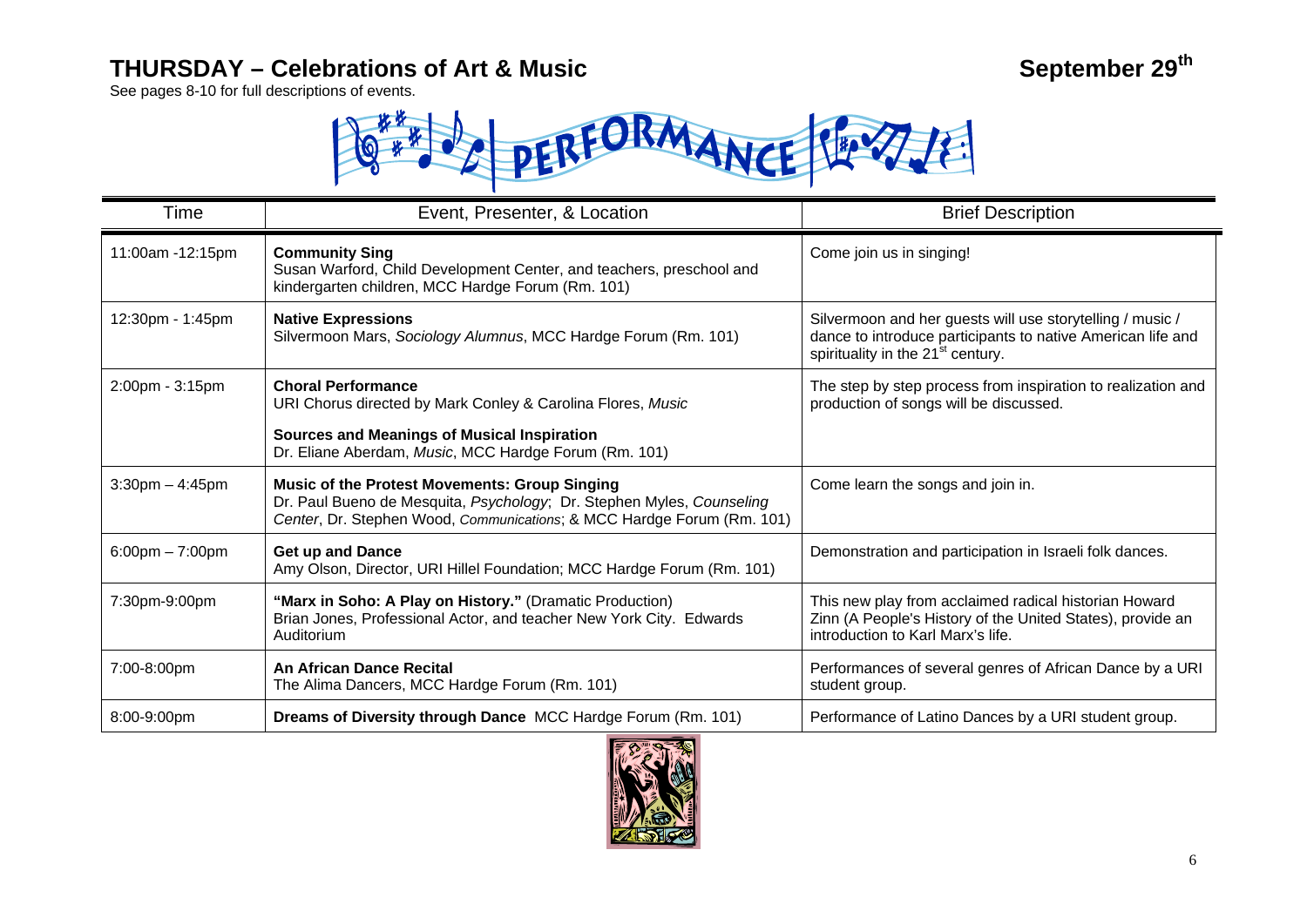# THURSDAY – Celebrations of Art & Music

**September 29th**

See pages 8-10 for full descriptions of events.

PERFORMANCE

| Time | Event, Presenter, & Location | Brief Description |
| --- | --- | --- |
| 11:00am -12:15pm | **Community Sing**<br>Susan Warford, Child Development Center, and teachers, preschool and kindergarten children, MCC Hardge Forum (Rm. 101) | Come join us in singing! |
| 12:30pm - 1:45pm | **Native Expressions**<br>Silvermoon Mars, *Sociology Alumnus*, MCC Hardge Forum (Rm. 101) | Silvermoon and her guests will use storytelling / music / dance to introduce participants to native American life and spirituality in the 21st century. |
| 2:00pm - 3:15pm | **Choral Performance**<br>URI Chorus directed by Mark Conley & Carolina Flores, *Music*<br>**Sources and Meanings of Musical Inspiration**<br>Dr. Eliane Aberdam, *Music*, MCC Hardge Forum (Rm. 101) | The step by step process from inspiration to realization and production of songs will be discussed. |
| 3:30pm – 4:45pm | **Music of the Protest Movements: Group Singing**<br>Dr. Paul Bueno de Mesquita, *Psychology*; Dr. Stephen Myles, *Counseling Center*, Dr. Stephen Wood, *Communications*; & MCC Hardge Forum (Rm. 101) | Come learn the songs and join in. |
| 6:00pm – 7:00pm | **Get up and Dance**<br>Amy Olson, Director, URI Hillel Foundation; MCC Hardge Forum (Rm. 101) | Demonstration and participation in Israeli folk dances. |
| 7:30pm-9:00pm | **"Marx in Soho: A Play on History."** (Dramatic Production)<br>Brian Jones, Professional Actor, and teacher New York City. Edwards Auditorium | This new play from acclaimed radical historian Howard Zinn (A People's History of the United States), provide an introduction to Karl Marx's life. |
| 7:00-8:00pm | **An African Dance Recital**<br>The Alima Dancers, MCC Hardge Forum (Rm. 101) | Performances of several genres of African Dance by a URI student group. |
| 8:00-9:00pm | **Dreams of Diversity through Dance** MCC Hardge Forum (Rm. 101) | Performance of Latino Dances by a URI student group. |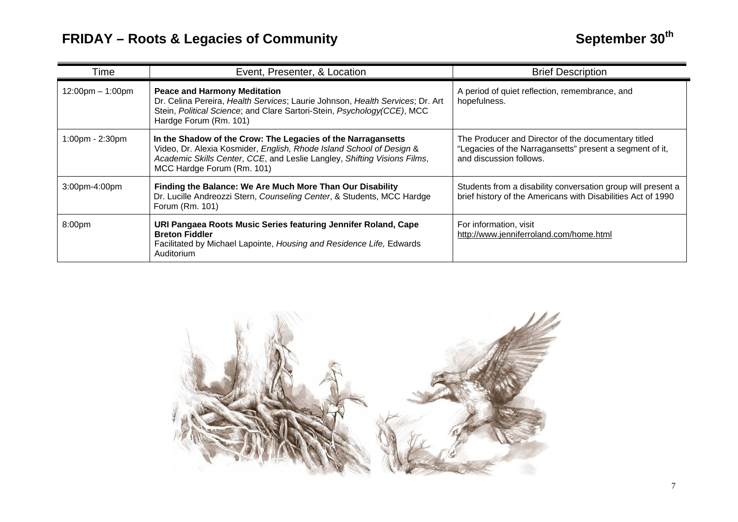# FRIDAY – Roots & Legacies of Community

## September 30th

| Time | Event, Presenter, & Location | Brief Description |
|---|---|---|
| 12:00pm – 1:00pm | **Peace and Harmony Meditation**<br>Dr. Celina Pereira, *Health Services*; Laurie Johnson, *Health Services*; Dr. Art Stein, *Political Science*; and Clare Sartori-Stein, *Psychology(CCE)*, MCC Hardge Forum (Rm. 101) | A period of quiet reflection, remembrance, and hopefulness. |
| 1:00pm - 2:30pm | **In the Shadow of the Crow: The Legacies of the Narragansetts**<br>Video, Dr. Alexia Kosmider, *English, Rhode Island School of Design* & *Academic Skills Center*, *CCE*, and Leslie Langley, *Shifting Visions Films*, MCC Hardge Forum (Rm. 101) | The Producer and Director of the documentary titled "Legacies of the Narragansetts" present a segment of it, and discussion follows. |
| 3:00pm-4:00pm | **Finding the Balance: We Are Much More Than Our Disability**<br>Dr. Lucille Andreozzi Stern, *Counseling Center*, & Students, MCC Hardge Forum (Rm. 101) | Students from a disability conversation group will present a brief history of the Americans with Disabilities Act of 1990 |
| 8:00pm | **URI Pangaea Roots Music Series featuring Jennifer Roland, Cape Breton Fiddler**<br>Facilitated by Michael Lapointe, *Housing and Residence Life,* Edwards Auditorium | For information, visit http://www.jenniferroland.com/home.html |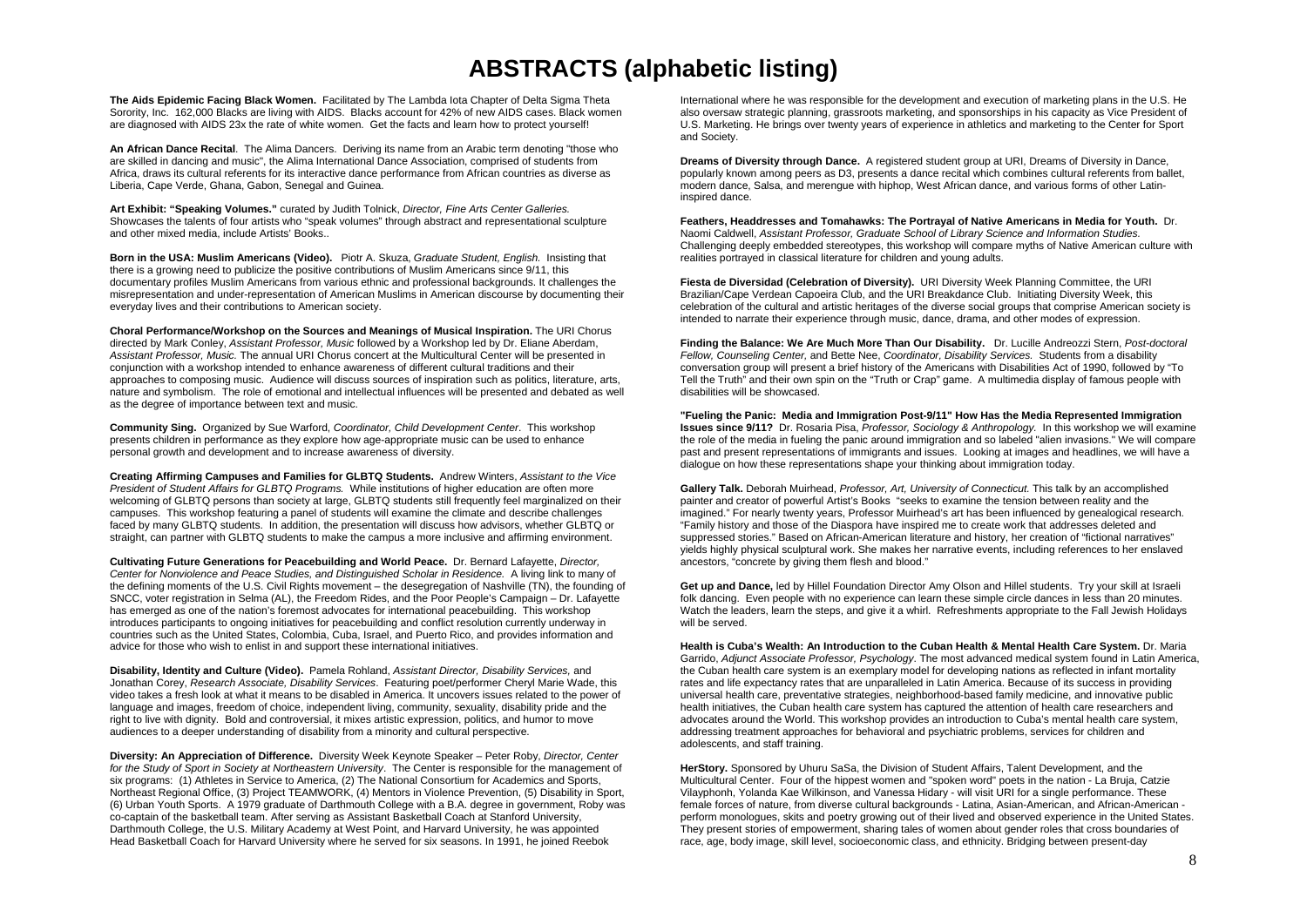# ABSTRACTS (alphabetic listing)

**The Aids Epidemic Facing Black Women.** Facilitated by The Lambda Iota Chapter of Delta Sigma Theta Sorority, Inc. 162,000 Blacks are living with AIDS. Blacks account for 42% of new AIDS cases. Black women are diagnosed with AIDS 23x the rate of white women. Get the facts and learn how to protect yourself!

**An African Dance Recital**. The Alima Dancers. Deriving its name from an Arabic term denoting "those who are skilled in dancing and music", the Alima International Dance Association, comprised of students from Africa, draws its cultural referents for its interactive dance performance from African countries as diverse as Liberia, Cape Verde, Ghana, Gabon, Senegal and Guinea.

**Art Exhibit: "Speaking Volumes."** curated by Judith Tolnick, *Director, Fine Arts Center Galleries.* Showcases the talents of four artists who "speak volumes" through abstract and representational sculpture and other mixed media, include Artists' Books..

**Born in the USA: Muslim Americans (Video).** Piotr A. Skuza, *Graduate Student, English.* Insisting that there is a growing need to publicize the positive contributions of Muslim Americans since 9/11, this documentary profiles Muslim Americans from various ethnic and professional backgrounds. It challenges the misrepresentation and under-representation of American Muslims in American discourse by documenting their everyday lives and their contributions to American society.

**Choral Performance/Workshop on the Sources and Meanings of Musical Inspiration.** The URI Chorus directed by Mark Conley, *Assistant Professor, Music* followed by a Workshop led by Dr. Eliane Aberdam, *Assistant Professor, Music.* The annual URI Chorus concert at the Multicultural Center will be presented in conjunction with a workshop intended to enhance awareness of different cultural traditions and their approaches to composing music. Audience will discuss sources of inspiration such as politics, literature, arts, nature and symbolism. The role of emotional and intellectual influences will be presented and debated as well as the degree of importance between text and music.

**Community Sing.** Organized by Sue Warford, *Coordinator, Child Development Center*. This workshop presents children in performance as they explore how age-appropriate music can be used to enhance personal growth and development and to increase awareness of diversity.

**Creating Affirming Campuses and Families for GLBTQ Students.** Andrew Winters, *Assistant to the Vice President of Student Affairs for GLBTQ Programs.* While institutions of higher education are often more welcoming of GLBTQ persons than society at large, GLBTQ students still frequently feel marginalized on their campuses. This workshop featuring a panel of students will examine the climate and describe challenges faced by many GLBTQ students. In addition, the presentation will discuss how advisors, whether GLBTQ or straight, can partner with GLBTQ students to make the campus a more inclusive and affirming environment.

**Cultivating Future Generations for Peacebuilding and World Peace.** Dr. Bernard Lafayette, *Director, Center for Nonviolence and Peace Studies, and Distinguished Scholar in Residence.* A living link to many of the defining moments of the U.S. Civil Rights movement – the desegregation of Nashville (TN), the founding of SNCC, voter registration in Selma (AL), the Freedom Rides, and the Poor People's Campaign – Dr. Lafayette has emerged as one of the nation's foremost advocates for international peacebuilding. This workshop introduces participants to ongoing initiatives for peacebuilding and conflict resolution currently underway in countries such as the United States, Colombia, Cuba, Israel, and Puerto Rico, and provides information and advice for those who wish to enlist in and support these international initiatives.

**Disability, Identity and Culture (Video).** Pamela Rohland, *Assistant Director, Disability Services,* and Jonathan Corey, *Research Associate, Disability Services*. Featuring poet/performer Cheryl Marie Wade, this video takes a fresh look at what it means to be disabled in America. It uncovers issues related to the power of language and images, freedom of choice, independent living, community, sexuality, disability pride and the right to live with dignity. Bold and controversial, it mixes artistic expression, politics, and humor to move audiences to a deeper understanding of disability from a minority and cultural perspective.

**Diversity: An Appreciation of Difference.** Diversity Week Keynote Speaker – Peter Roby, *Director, Center for the Study of Sport in Society at Northeastern University*. The Center is responsible for the management of six programs: (1) Athletes in Service to America, (2) The National Consortium for Academics and Sports, Northeast Regional Office, (3) Project TEAMWORK, (4) Mentors in Violence Prevention, (5) Disability in Sport, (6) Urban Youth Sports. A 1979 graduate of Darthmouth College with a B.A. degree in government, Roby was co-captain of the basketball team. After serving as Assistant Basketball Coach at Stanford University, Darthmouth College, the U.S. Military Academy at West Point, and Harvard University, he was appointed Head Basketball Coach for Harvard University where he served for six seasons. In 1991, he joined Reebok International where he was responsible for the development and execution of marketing plans in the U.S. He also oversaw strategic planning, grassroots marketing, and sponsorships in his capacity as Vice President of U.S. Marketing. He brings over twenty years of experience in athletics and marketing to the Center for Sport and Society.

**Dreams of Diversity through Dance.** A registered student group at URI, Dreams of Diversity in Dance, popularly known among peers as D3, presents a dance recital which combines cultural referents from ballet, modern dance, Salsa, and merengue with hiphop, West African dance, and various forms of other Latin-inspired dance.

**Feathers, Headdresses and Tomahawks: The Portrayal of Native Americans in Media for Youth.** Dr. Naomi Caldwell, *Assistant Professor, Graduate School of Library Science and Information Studies.* Challenging deeply embedded stereotypes, this workshop will compare myths of Native American culture with realities portrayed in classical literature for children and young adults.

**Fiesta de Diversidad (Celebration of Diversity).** URI Diversity Week Planning Committee, the URI Brazilian/Cape Verdean Capoeira Club, and the URI Breakdance Club. Initiating Diversity Week, this celebration of the cultural and artistic heritages of the diverse social groups that comprise American society is intended to narrate their experience through music, dance, drama, and other modes of expression.

**Finding the Balance: We Are Much More Than Our Disability.** Dr. Lucille Andreozzi Stern, *Post-doctoral Fellow, Counseling Center,* and Bette Nee, *Coordinator, Disability Services.* Students from a disability conversation group will present a brief history of the Americans with Disabilities Act of 1990, followed by "To Tell the Truth" and their own spin on the "Truth or Crap" game. A multimedia display of famous people with disabilities will be showcased.

**"Fueling the Panic: Media and Immigration Post-9/11" How Has the Media Represented Immigration Issues since 9/11?** Dr. Rosaria Pisa, *Professor, Sociology & Anthropology.* In this workshop we will examine the role of the media in fueling the panic around immigration and so labeled "alien invasions." We will compare past and present representations of immigrants and issues. Looking at images and headlines, we will have a dialogue on how these representations shape your thinking about immigration today.

**Gallery Talk.** Deborah Muirhead, *Professor, Art, University of Connecticut.* This talk by an accomplished painter and creator of powerful Artist's Books "seeks to examine the tension between reality and the imagined." For nearly twenty years, Professor Muirhead's art has been influenced by genealogical research. "Family history and those of the Diaspora have inspired me to create work that addresses deleted and suppressed stories." Based on African-American literature and history, her creation of "fictional narratives" yields highly physical sculptural work. She makes her narrative events, including references to her enslaved ancestors, "concrete by giving them flesh and blood."

**Get up and Dance,** led by Hillel Foundation Director Amy Olson and Hillel students. Try your skill at Israeli folk dancing. Even people with no experience can learn these simple circle dances in less than 20 minutes. Watch the leaders, learn the steps, and give it a whirl. Refreshments appropriate to the Fall Jewish Holidays will be served.

**Health is Cuba's Wealth: An Introduction to the Cuban Health & Mental Health Care System.** Dr. Maria Garrido, *Adjunct Associate Professor, Psychology*. The most advanced medical system found in Latin America, the Cuban health care system is an exemplary model for developing nations as reflected in infant mortality rates and life expectancy rates that are unparalleled in Latin America. Because of its success in providing universal health care, preventative strategies, neighborhood-based family medicine, and innovative public health initiatives, the Cuban health care system has captured the attention of health care researchers and advocates around the World. This workshop provides an introduction to Cuba's mental health care system, addressing treatment approaches for behavioral and psychiatric problems, services for children and adolescents, and staff training.

**HerStory.** Sponsored by Uhuru SaSa, the Division of Student Affairs, Talent Development, and the Multicultural Center. Four of the hippest women and "spoken word" poets in the nation - La Bruja, Catzie Vilayphonh, Yolanda Kae Wilkinson, and Vanessa Hidary - will visit URI for a single performance. These female forces of nature, from diverse cultural backgrounds - Latina, Asian-American, and African-American - perform monologues, skits and poetry growing out of their lived and observed experience in the United States. They present stories of empowerment, sharing tales of women about gender roles that cross boundaries of race, age, body image, skill level, socioeconomic class, and ethnicity. Bridging between present-day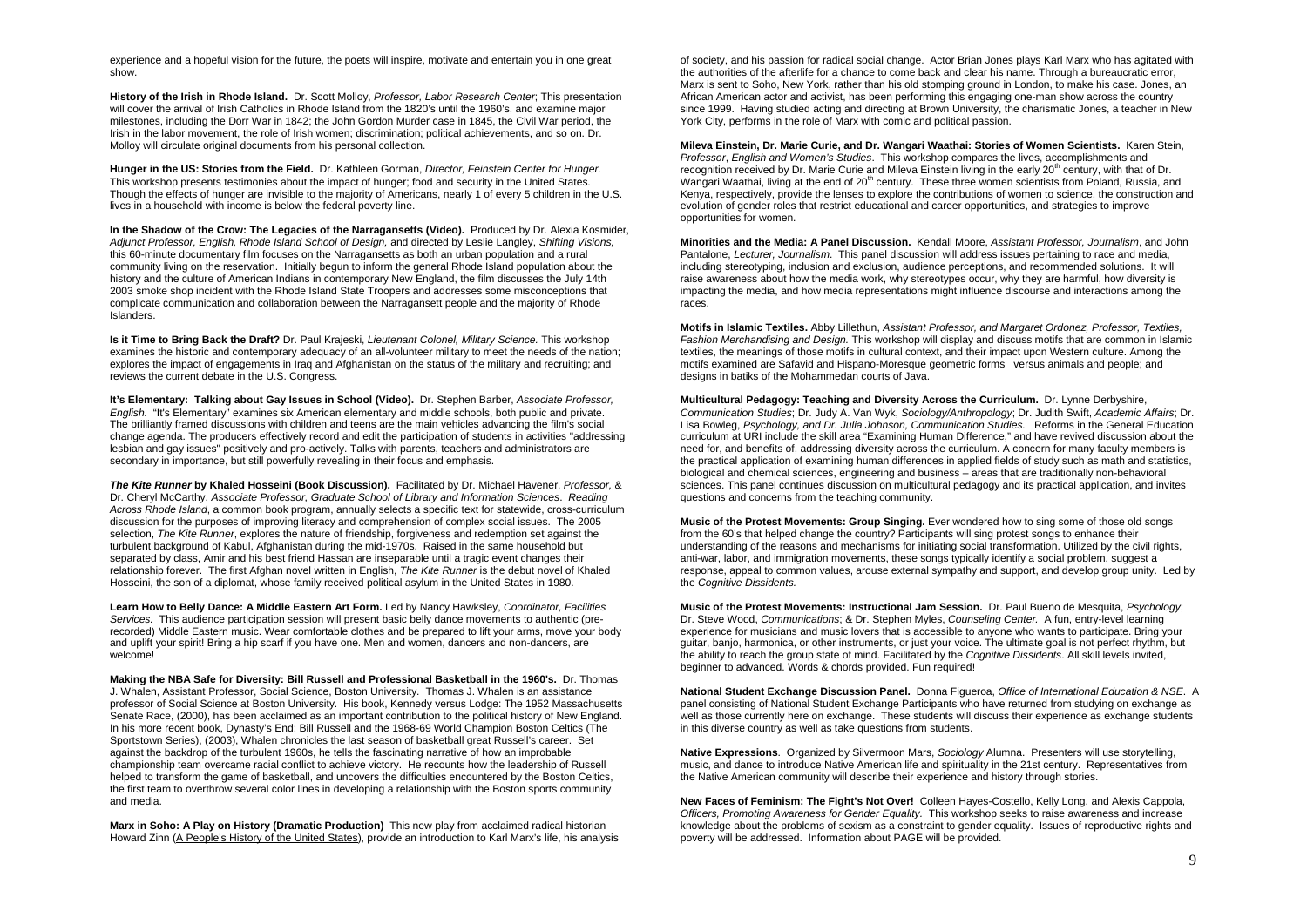experience and a hopeful vision for the future, the poets will inspire, motivate and entertain you in one great show.

**History of the Irish in Rhode Island.** Dr. Scott Molloy, *Professor, Labor Research Center*; This presentation will cover the arrival of Irish Catholics in Rhode Island from the 1820's until the 1960's, and examine major milestones, including the Dorr War in 1842; the John Gordon Murder case in 1845, the Civil War period, the Irish in the labor movement, the role of Irish women; discrimination; political achievements, and so on. Dr. Molloy will circulate original documents from his personal collection.

**Hunger in the US: Stories from the Field.** Dr. Kathleen Gorman, *Director, Feinstein Center for Hunger.* This workshop presents testimonies about the impact of hunger; food and security in the United States. Though the effects of hunger are invisible to the majority of Americans, nearly 1 of every 5 children in the U.S. lives in a household with income is below the federal poverty line.

**In the Shadow of the Crow: The Legacies of the Narragansetts (Video).** Produced by Dr. Alexia Kosmider, *Adjunct Professor, English, Rhode Island School of Design,* and directed by Leslie Langley, *Shifting Visions,* this 60-minute documentary film focuses on the Narragansetts as both an urban population and a rural community living on the reservation. Initially begun to inform the general Rhode Island population about the history and the culture of American Indians in contemporary New England, the film discusses the July 14th 2003 smoke shop incident with the Rhode Island State Troopers and addresses some misconceptions that complicate communication and collaboration between the Narragansett people and the majority of Rhode Islanders.

**Is it Time to Bring Back the Draft?** Dr. Paul Krajeski, *Lieutenant Colonel, Military Science.* This workshop examines the historic and contemporary adequacy of an all-volunteer military to meet the needs of the nation; explores the impact of engagements in Iraq and Afghanistan on the status of the military and recruiting; and reviews the current debate in the U.S. Congress.

**It's Elementary: Talking about Gay Issues in School (Video).** Dr. Stephen Barber, *Associate Professor, English.* "It's Elementary" examines six American elementary and middle schools, both public and private. The brilliantly framed discussions with children and teens are the main vehicles advancing the film's social change agenda. The producers effectively record and edit the participation of students in activities "addressing lesbian and gay issues" positively and pro-actively. Talks with parents, teachers and administrators are secondary in importance, but still powerfully revealing in their focus and emphasis.

***The Kite Runner* by Khaled Hosseini (Book Discussion).** Facilitated by Dr. Michael Havener, *Professor,* & Dr. Cheryl McCarthy, *Associate Professor, Graduate School of Library and Information Sciences*. *Reading Across Rhode Island*, a common book program, annually selects a specific text for statewide, cross-curriculum discussion for the purposes of improving literacy and comprehension of complex social issues. The 2005 selection, *The Kite Runner*, explores the nature of friendship, forgiveness and redemption set against the turbulent background of Kabul, Afghanistan during the mid-1970s. Raised in the same household but separated by class, Amir and his best friend Hassan are inseparable until a tragic event changes their relationship forever. The first Afghan novel written in English, *The Kite Runner* is the debut novel of Khaled Hosseini, the son of a diplomat, whose family received political asylum in the United States in 1980.

**Learn How to Belly Dance: A Middle Eastern Art Form.** Led by Nancy Hawksley, *Coordinator, Facilities Services.* This audience participation session will present basic belly dance movements to authentic (pre-recorded) Middle Eastern music. Wear comfortable clothes and be prepared to lift your arms, move your body and uplift your spirit! Bring a hip scarf if you have one. Men and women, dancers and non-dancers, are welcome!

**Making the NBA Safe for Diversity: Bill Russell and Professional Basketball in the 1960's.** Dr. Thomas J. Whalen, Assistant Professor, Social Science, Boston University. Thomas J. Whalen is an assistance professor of Social Science at Boston University. His book, Kennedy versus Lodge: The 1952 Massachusetts Senate Race, (2000), has been acclaimed as an important contribution to the political history of New England. In his more recent book, Dynasty's End: Bill Russell and the 1968-69 World Champion Boston Celtics (The Sportstown Series), (2003), Whalen chronicles the last season of basketball great Russell's career. Set against the backdrop of the turbulent 1960s, he tells the fascinating narrative of how an improbable championship team overcame racial conflict to achieve victory. He recounts how the leadership of Russell helped to transform the game of basketball, and uncovers the difficulties encountered by the Boston Celtics, the first team to overthrow several color lines in developing a relationship with the Boston sports community and media.

**Marx in Soho: A Play on History (Dramatic Production)** This new play from acclaimed radical historian Howard Zinn (A People's History of the United States), provide an introduction to Karl Marx's life, his analysis of society, and his passion for radical social change. Actor Brian Jones plays Karl Marx who has agitated with the authorities of the afterlife for a chance to come back and clear his name. Through a bureaucratic error, Marx is sent to Soho, New York, rather than his old stomping ground in London, to make his case. Jones, an African American actor and activist, has been performing this engaging one-man show across the country since 1999. Having studied acting and directing at Brown University, the charismatic Jones, a teacher in New York City, performs in the role of Marx with comic and political passion.

**Mileva Einstein, Dr. Marie Curie, and Dr. Wangari Waathai: Stories of Women Scientists.** Karen Stein, *Professor*, *English and Women's Studies*. This workshop compares the lives, accomplishments and recognition received by Dr. Marie Curie and Mileva Einstein living in the early 20th century, with that of Dr. Wangari Waathai, living at the end of 20th century. These three women scientists from Poland, Russia, and Kenya, respectively, provide the lenses to explore the contributions of women to science, the construction and evolution of gender roles that restrict educational and career opportunities, and strategies to improve opportunities for women.

**Minorities and the Media: A Panel Discussion.** Kendall Moore, *Assistant Professor, Journalism*, and John Pantalone, *Lecturer, Journalism*. This panel discussion will address issues pertaining to race and media, including stereotyping, inclusion and exclusion, audience perceptions, and recommended solutions. It will raise awareness about how the media work, why stereotypes occur, why they are harmful, how diversity is impacting the media, and how media representations might influence discourse and interactions among the races.

**Motifs in Islamic Textiles.** Abby Lillethun, *Assistant Professor, and Margaret Ordonez, Professor, Textiles, Fashion Merchandising and Design.* This workshop will display and discuss motifs that are common in Islamic textiles, the meanings of those motifs in cultural context, and their impact upon Western culture. Among the motifs examined are Safavid and Hispano-Moresque geometric forms versus animals and people; and designs in batiks of the Mohammedan courts of Java.

**Multicultural Pedagogy: Teaching and Diversity Across the Curriculum.** Dr. Lynne Derbyshire, *Communication Studies*; Dr. Judy A. Van Wyk, *Sociology/Anthropology*; Dr. Judith Swift, *Academic Affairs*; Dr. Lisa Bowleg, *Psychology, and Dr. Julia Johnson, Communication Studies.* Reforms in the General Education curriculum at URI include the skill area "Examining Human Difference," and have revived discussion about the need for, and benefits of, addressing diversity across the curriculum. A concern for many faculty members is the practical application of examining human differences in applied fields of study such as math and statistics, biological and chemical sciences, engineering and business – areas that are traditionally non-behavioral sciences. This panel continues discussion on multicultural pedagogy and its practical application, and invites questions and concerns from the teaching community.

**Music of the Protest Movements: Group Singing.** Ever wondered how to sing some of those old songs from the 60's that helped change the country? Participants will sing protest songs to enhance their understanding of the reasons and mechanisms for initiating social transformation. Utilized by the civil rights, anti-war, labor, and immigration movements, these songs typically identify a social problem, suggest a response, appeal to common values, arouse external sympathy and support, and develop group unity. Led by the *Cognitive Dissidents.*

**Music of the Protest Movements: Instructional Jam Session.** Dr. Paul Bueno de Mesquita, *Psychology*; Dr. Steve Wood, *Communications*; & Dr. Stephen Myles, *Counseling Center.* A fun, entry-level learning experience for musicians and music lovers that is accessible to anyone who wants to participate. Bring your guitar, banjo, harmonica, or other instruments, or just your voice. The ultimate goal is not perfect rhythm, but the ability to reach the group state of mind. Facilitated by the *Cognitive Dissidents*. All skill levels invited, beginner to advanced. Words & chords provided. Fun required!

**National Student Exchange Discussion Panel.** Donna Figueroa, *Office of International Education & NSE*. A panel consisting of National Student Exchange Participants who have returned from studying on exchange as well as those currently here on exchange. These students will discuss their experience as exchange students in this diverse country as well as take questions from students.

**Native Expressions**. Organized by Silvermoon Mars, *Sociology* Alumna. Presenters will use storytelling, music, and dance to introduce Native American life and spirituality in the 21st century. Representatives from the Native American community will describe their experience and history through stories.

**New Faces of Feminism: The Fight's Not Over!** Colleen Hayes-Costello, Kelly Long, and Alexis Cappola, *Officers, Promoting Awareness for Gender Equality.* This workshop seeks to raise awareness and increase knowledge about the problems of sexism as a constraint to gender equality. Issues of reproductive rights and poverty will be addressed. Information about PAGE will be provided.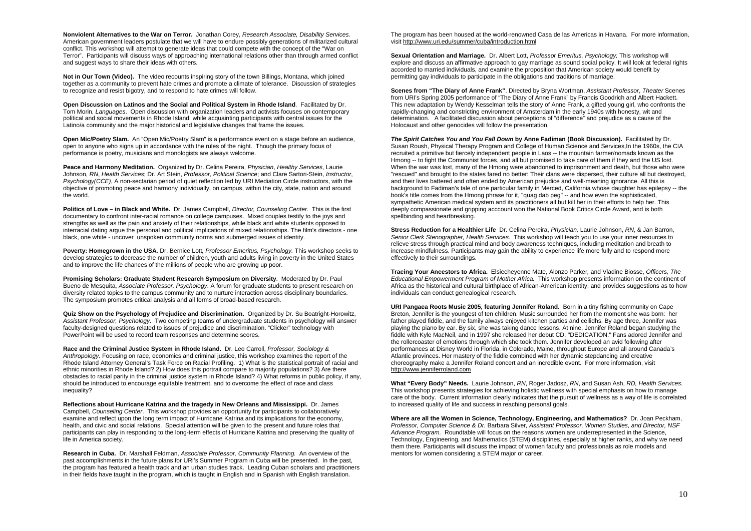**Nonviolent Alternatives to the War on Terror.** Jonathan Corey, *Research Associate, Disability Services*. American government leaders postulate that we will have to endure possibly generations of militarized cultural conflict. This workshop will attempt to generate ideas that could compete with the concept of the "War on Terror". Participants will discuss ways of approaching international relations other than through armed conflict and suggest ways to share their ideas with others.

**Not in Our Town (Video).** The video recounts inspiring story of the town Billings, Montana, which joined together as a community to prevent hate crimes and promote a climate of tolerance. Discussion of strategies to recognize and resist bigotry, and to respond to hate crimes will follow.

**Open Discussion on Latinos and the Social and Political System in Rhode Island**. Facilitated by Dr. Tom Morin, *Languages*. Open discussion with organization leaders and activists focuses on contemporary political and social movements in Rhode Island, while acquainting participants with central issues for the Latino/a community and the major historical and legislative changes that frame the issues.

**Open Mic/Poetry Slam.** An "Open Mic/Poetry Slam" is a performance event on a stage before an audience, open to anyone who signs up in accordance with the rules of the night. Though the primary focus of performance is poetry, musicians and monologists are always welcome.

**Peace and Harmony Meditation.** Organized by Dr. Celina Pereira, *Physician*, *Healthy Services*, Laurie Johnson, *RN*, *Health Services*; Dr. Art Stein, *Professor*, *Political Science*; and Clare Sartori-Stein, *Instructor*, *Psychology(CCE)*, A non-sectarian period of quiet reflection led by URI Mediation Circle instructors, with the objective of promoting peace and harmony individually, on campus, within the city, state, nation and around the world.

**Politics of Love – in Black and White.** Dr. James Campbell, *Director, Counseling Center.* This is the first documentary to confront inter-racial romance on college campuses. Mixed couples testify to the joys and strengths as well as the pain and anxiety of their relationships, while black and white students opposed to interracial dating argue the personal and political implications of mixed relationships. The film's directors - one black, one white - uncover unspoken community norms and submerged issues of identity.

**Poverty: Homegrown in the USA.** Dr. Bernice Lott*, Professor Emeritus, Psychology.* This workshop seeks to develop strategies to decrease the number of children, youth and adults living in poverty in the United States and to improve the life chances of the millions of people who are growing up poor.

**Promising Scholars: Graduate Student Research Symposium on Diversity**. Moderated by Dr. Paul Bueno de Mesquita, *Associate Professor, Psychology*. A forum for graduate students to present research on diversity related topics to the campus community and to nurture interaction across disciplinary boundaries. The symposium promotes critical analysis and all forms of broad-based research.

**Quiz Show on the Psychology of Prejudice and Discrimination.** Organized by Dr. Su Boatright-Horowitz, *Assistant Professor, Psychology.* Two competing teams of undergraduate students in psychology will answer faculty-designed questions related to issues of prejudice and discrimination. "Clicker" technology with PowerPoint will be used to record team responses and determine scores.

**Race and the Criminal Justice System in Rhode Island.** Dr. Leo Carroll, *Professor, Sociology & Anthropology.* Focusing on race, economics and criminal justice, this workshop examines the report of the Rhode Island Attorney General's Task Force on Racial Profiling. 1) What is the statistical portrait of racial and ethnic minorities in Rhode Island? 2) How does this portrait compare to majority populations? 3) Are there obstacles to racial parity in the criminal justice system in Rhode Island? 4) What reforms in public policy, if any, should be introduced to encourage equitable treatment, and to overcome the effect of race and class inequality?

**Reflections about Hurricane Katrina and the tragedy in New Orleans and Mississippi.** Dr. James Campbell, *Counseling Center*. This workshop provides an opportunity for participants to collaboratively examine and reflect upon the long term impact of Hurricane Katrina and its implications for the economy, health, and civic and social relations. Special attention will be given to the present and future roles that participants can play in responding to the long-term effects of Hurricane Katrina and preserving the quality of life in America society.

**Research in Cuba.** Dr. Marshall Feldman, *Associate Professor, Community Planning.* An overview of the past accomplishments in the future plans for URI's Summer Program in Cuba will be presented. In the past, the program has featured a health track and an urban studies track. Leading Cuban scholars and practitioners in their fields have taught in the program, which is taught in English and in Spanish with English translation. The program has been housed at the world-renowned Casa de las Americas in Havana. For more information, visit http://www.uri.edu/summer/cuba/introduction.html

**Sexual Orientation and Marriage.** Dr. Albert Lott, *Professor Emeritus, Psychology;* This workshop will explore and discuss an affirmative approach to gay marriage as sound social policy. It will look at federal rights accorded to married individuals, and examine the proposition that American society would benefit by permitting gay individuals to participate in the obligations and traditions of marriage.

**Scenes from "The Diary of Anne Frank"**. Directed by Bryna Wortman, *Assistant Professor, Theater* Scenes from URI's Spring 2005 performance of "The Diary of Anne Frank" by Francis Goodrich and Albert Hackett. This new adaptation by Wendy Kesselman tells the story of Anne Frank, a gifted young girl, who confronts the rapidly-changing and constricting environment of Amsterdam in the early 1940s with honesty, wit and determination. A facilitated discussion about perceptions of "difference" and prejudice as a cause of the Holocaust and other genocides will follow the presentation.

***The Spirit Catches You and You Fall Down* by Anne Fadiman (Book Discussion).** Facilitated by Dr. Susan Roush, Physical Therapy Program and College of Human Science and Services,In the 1960s, the CIA recruited a primitive but fiercely independent people in Laos -- the mountain farmer/nomads known as the Hmong -- to fight the Communist forces, and all but promised to take care of them if they and the US lost. When the war was lost, many of the Hmong were abandoned to imprisonment and death, but those who were "rescued" and brought to the states fared no better: Their clans were dispersed, their culture all but destroyed, and their lives battered and often ended by American prejudice and well-meaning ignorance. All this is background to Fadiman's tale of one particular family in Merced, California whose daughter has epilepsy -- the book's title comes from the Hmong phrase for it, "quag dab peg" -- and how even the sophisticated, sympathetic American medical system and its practitioners all but kill her in their efforts to help her. This deeply compassionate and gripping acccount won the National Book Critics Circle Award, and is both spellbinding and heartbreaking.

**Stress Reduction for a Healthier Life** Dr. Celina Pereira, *Physician,* Laurie Johnson, *RN*, & Jan Barron, *Senior Clerk Stenographer, Health Services.* This workshop will teach you to use your inner resources to relieve stress through practical mind and body awareness techniques, including meditation and breath to increase mindfulness. Participants may gain the ability to experience life more fully and to respond more effectively to their surroundings.

**Tracing Your Ancestors to Africa.** Elsiecheyenne Mate, Alonzo Parker, and Vladine Biosse, *Officers, The Educational Empowerment Program of Mother Africa.* This workshop presents information on the continent of Africa as the historical and cultural birthplace of African-American identity, and provides suggestions as to how individuals can conduct genealogical research.

**URI Pangaea Roots Music 2005, featuring Jennifer Roland.** Born in a tiny fishing community on Cape Breton, Jennifer is the youngest of ten children. Music surrounded her from the moment she was born: her father played fiddle, and the family always enjoyed kitchen parties and ceilidhs. By age three, Jennifer was playing the piano by ear. By six, she was taking dance lessons. At nine, Jennifer Roland began studying the fiddle with Kyle MacNeil, and in 1997 she released her debut CD, "DEDICATION." Fans adored Jennifer and the rollercoaster of emotions through which she took them. Jennifer developed an avid following after performances at Disney World in Florida, in Colorado, Maine, throughout Europe and all around Canada's Atlantic provinces. Her mastery of the fiddle combined with her dynamic stepdancing and creative choreography make a Jennifer Roland concert and an incredible event. For more information, visit http://www.jenniferroland.com

**What "Every Body" Needs.** Laurie Johnson, *RN*, Roger Jadosz, *RN*, and Susan Ash, *RD, Health Services.* This workshop presents strategies for achieving holistic wellness with special emphasis on how to manage care of the body. Current information clearly indicates that the pursuit of wellness as a way of life is correlated to increased quality of life and success in reaching personal goals.

**Where are all the Women in Science, Technology, Engineering, and Mathematics?** Dr. Joan Peckham, *Professor, Computer Science & Dr.* Barbara Silver, *Assistant Professor, Women Studies, and Director, NSF Advance Program.* Roundtable will focus on the reasons women are underrepresented in the Science, Technology, Engineering, and Mathematics (STEM) disciplines, especially at higher ranks, and why we need them there. Participants will discuss the impact of women faculty and professionals as role models and mentors for women considering a STEM major or career.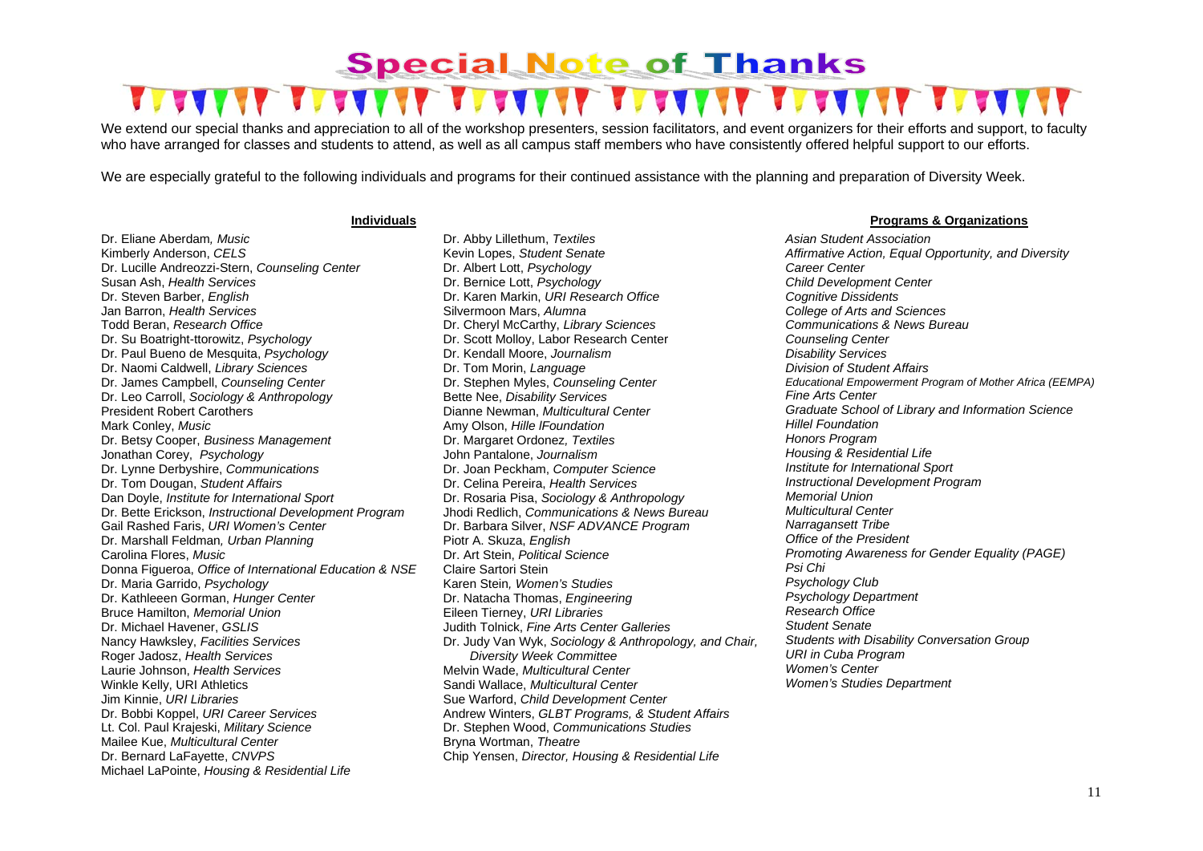# Special Note of Thanks

We extend our special thanks and appreciation to all of the workshop presenters, session facilitators, and event organizers for their efforts and support, to faculty who have arranged for classes and students to attend, as well as all campus staff members who have consistently offered helpful support to our efforts.

We are especially grateful to the following individuals and programs for their continued assistance with the planning and preparation of Diversity Week.

**Individuals**

Dr. Eliane Aberdam*, Music*
Kimberly Anderson, *CELS*
Dr. Lucille Andreozzi-Stern, *Counseling Center*
Susan Ash, *Health Services*
Dr. Steven Barber, *English*
Jan Barron, *Health Services*
Todd Beran, *Research Office*
Dr. Su Boatright-ttorowitz, *Psychology*
Dr. Paul Bueno de Mesquita, *Psychology*
Dr. Naomi Caldwell, *Library Sciences*
Dr. James Campbell, *Counseling Center*
Dr. Leo Carroll, *Sociology & Anthropology*
President Robert Carothers
Mark Conley, *Music*
Dr. Betsy Cooper, *Business Management*
Jonathan Corey, *Psychology*
Dr. Lynne Derbyshire, *Communications*
Dr. Tom Dougan, *Student Affairs*
Dan Doyle, *Institute for International Sport*
Dr. Bette Erickson, *Instructional Development Program*
Gail Rashed Faris, *URI Women's Center*
Dr. Marshall Feldman*, Urban Planning*
Carolina Flores, *Music*
Donna Figueroa, *Office of International Education & NSE*
Dr. Maria Garrido, *Psychology*
Dr. Kathleeen Gorman, *Hunger Center*
Bruce Hamilton, *Memorial Union*
Dr. Michael Havener, *GSLIS*
Nancy Hawksley, *Facilities Services*
Roger Jadosz, *Health Services*
Laurie Johnson, *Health Services*
Winkle Kelly, URI Athletics
Jim Kinnie, *URI Libraries*
Dr. Bobbi Koppel, *URI Career Services*
Lt. Col. Paul Krajeski, *Military Science*
Mailee Kue, *Multicultural Center*
Dr. Bernard LaFayette, *CNVPS*
Michael LaPointe, *Housing & Residential Life*
Dr. Abby Lillethum, *Textiles*
Kevin Lopes, *Student Senate*
Dr. Albert Lott, *Psychology*
Dr. Bernice Lott, *Psychology*
Dr. Karen Markin, *URI Research Office*
Silvermoon Mars, *Alumna*
Dr. Cheryl McCarthy, *Library Sciences*
Dr. Scott Molloy, Labor Research Center
Dr. Kendall Moore, *Journalism*
Dr. Tom Morin, *Language*
Dr. Stephen Myles, *Counseling Center*
Bette Nee, *Disability Services*
Dianne Newman, *Multicultural Center*
Amy Olson, *Hille lFoundation*
Dr. Margaret Ordonez*, Textiles*
John Pantalone, *Journalism*
Dr. Joan Peckham, *Computer Science*
Dr. Celina Pereira, *Health Services*
Dr. Rosaria Pisa, *Sociology & Anthropology*
Jhodi Redlich, *Communications & News Bureau*
Dr. Barbara Silver, *NSF ADVANCE Program*
Piotr A. Skuza, *English*
Dr. Art Stein, *Political Science*
Claire Sartori Stein
Karen Stein*, Women's Studies*
Dr. Natacha Thomas, *Engineering*
Eileen Tierney, *URI Libraries*
Judith Tolnick, *Fine Arts Center Galleries*
Dr. Judy Van Wyk, *Sociology & Anthropology, and Chair, Diversity Week Committee*
Melvin Wade, *Multicultural Center*
Sandi Wallace, *Multicultural Center*
Sue Warford, *Child Development Center*
Andrew Winters, *GLBT Programs, & Student Affairs*
Dr. Stephen Wood, *Communications Studies*
Bryna Wortman, *Theatre*
Chip Yensen, *Director, Housing & Residential Life*

**Programs & Organizations**

*Asian Student Association*
*Affirmative Action, Equal Opportunity, and Diversity*
*Career Center*
*Child Development Center*
*Cognitive Dissidents*
*College of Arts and Sciences*
*Communications & News Bureau*
*Counseling Center*
*Disability Services*
*Division of Student Affairs*
*Educational Empowerment Program of Mother Africa (EEMPA)*
*Fine Arts Center*
*Graduate School of Library and Information Science*
*Hillel Foundation*
*Honors Program*
*Housing & Residential Life*
*Institute for International Sport*
*Instructional Development Program*
*Memorial Union*
*Multicultural Center*
*Narragansett Tribe*
*Office of the President*
*Promoting Awareness for Gender Equality (PAGE)*
*Psi Chi*
*Psychology Club*
*Psychology Department*
*Research Office*
*Student Senate*
*Students with Disability Conversation Group*
*URI in Cuba Program*
*Women's Center*
*Women's Studies Department*